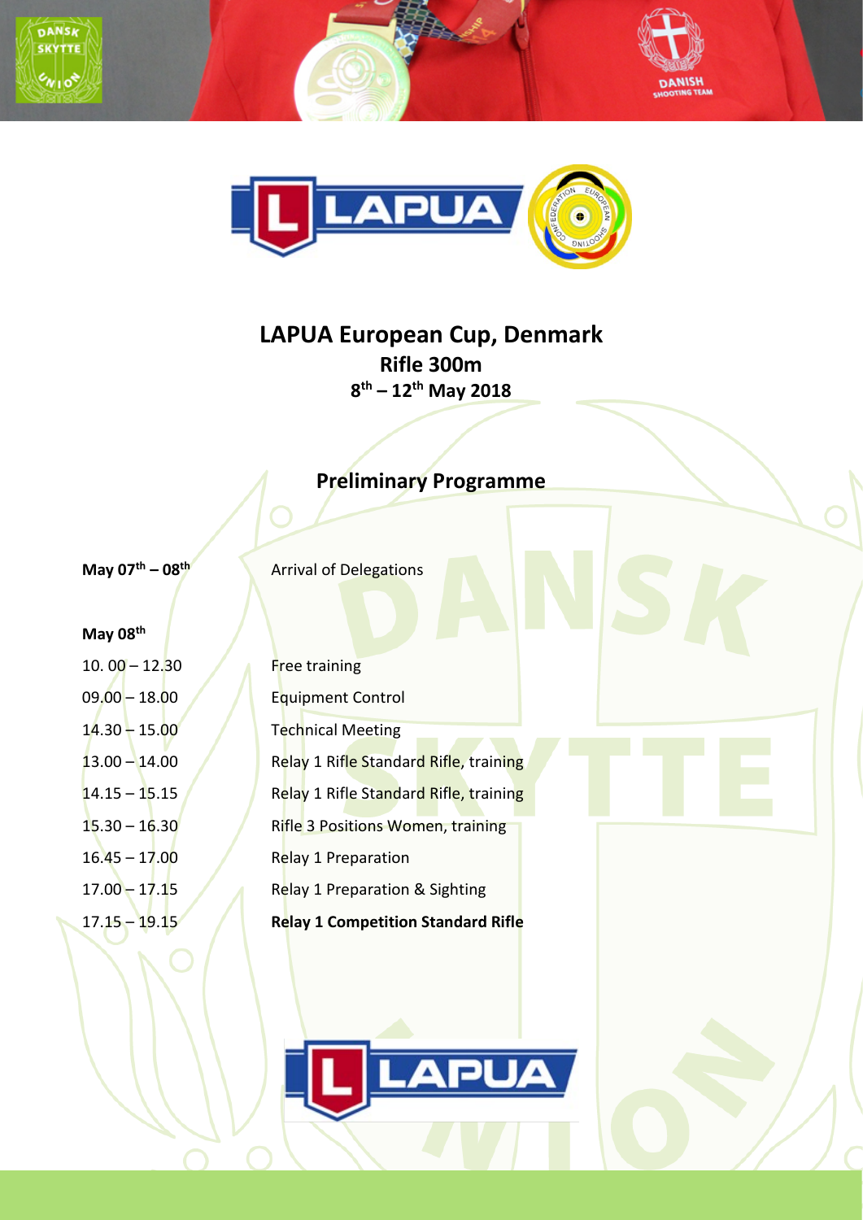# LAPUA European Cup, Denmark

## Rifle 300m

### 8th – 12th May 2018

## Preliminary Programme

| | |
|---|---|
| **May 07th – 08th** | Arrival of Delegations |
| **May 08th** | |
| 10. 00 – 12.30 | Free training |
| 09.00 – 18.00 | Equipment Control |
| 14.30 – 15.00 | Technical Meeting |
| 13.00 – 14.00 | Relay 1 Rifle Standard Rifle, training |
| 14.15 – 15.15 | Relay 1 Rifle Standard Rifle, training |
| 15.30 – 16.30 | Rifle 3 Positions Women, training |
| 16.45 – 17.00 | Relay 1 Preparation |
| 17.00 – 17.15 | Relay 1 Preparation & Sighting |
| 17.15 – 19.15 | **Relay 1 Competition Standard Rifle** |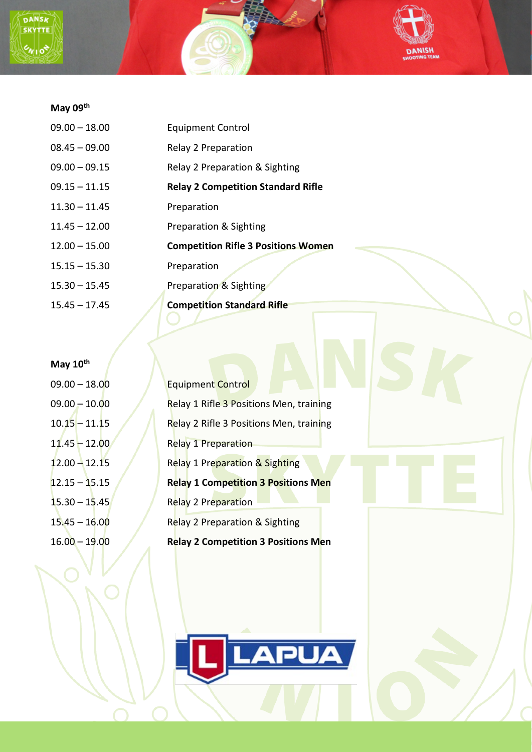**May 09th**

| | |
|---|---|
| 09.00 – 18.00 | Equipment Control |
| 08.45 – 09.00 | Relay 2 Preparation |
| 09.00 – 09.15 | Relay 2 Preparation & Sighting |
| 09.15 – 11.15 | **Relay 2 Competition Standard Rifle** |
| 11.30 – 11.45 | Preparation |
| 11.45 – 12.00 | Preparation & Sighting |
| 12.00 – 15.00 | **Competition Rifle 3 Positions Women** |
| 15.15 – 15.30 | Preparation |
| 15.30 – 15.45 | Preparation & Sighting |
| 15.45 – 17.45 | **Competition Standard Rifle** |

**May 10th**

| | |
|---|---|
| 09.00 – 18.00 | Equipment Control |
| 09.00 – 10.00 | Relay 1 Rifle 3 Positions Men, training |
| 10.15 – 11.15 | Relay 2 Rifle 3 Positions Men, training |
| 11.45 – 12.00 | Relay 1 Preparation |
| 12.00 – 12.15 | Relay 1 Preparation & Sighting |
| 12.15 – 15.15 | **Relay 1 Competition 3 Positions Men** |
| 15.30 – 15.45 | Relay 2 Preparation |
| 15.45 – 16.00 | Relay 2 Preparation & Sighting |
| 16.00 – 19.00 | **Relay 2 Competition 3 Positions Men** |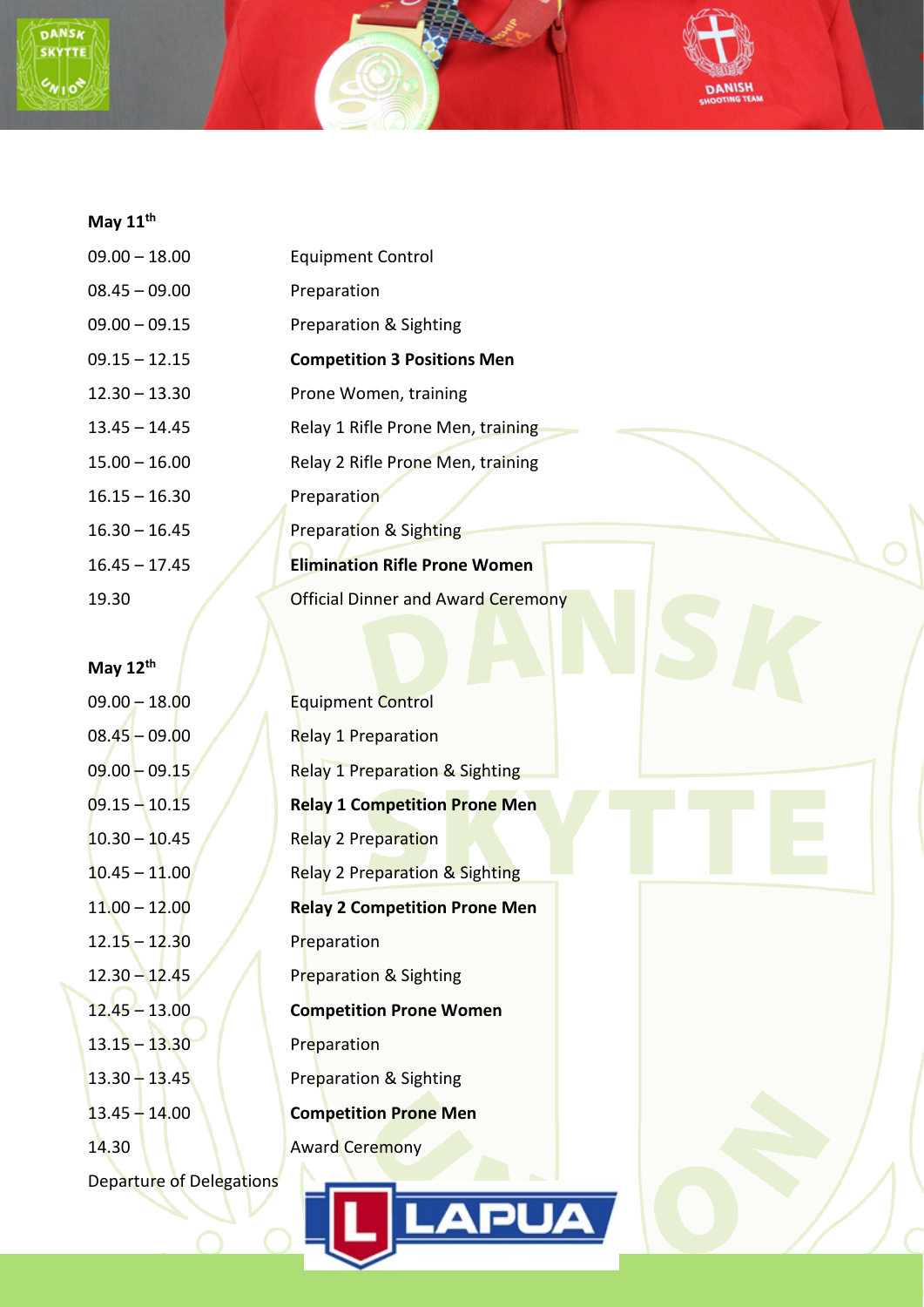**May 11th**

| | |
|---|---|
| 09.00 – 18.00 | Equipment Control |
| 08.45 – 09.00 | Preparation |
| 09.00 – 09.15 | Preparation & Sighting |
| 09.15 – 12.15 | **Competition 3 Positions Men** |
| 12.30 – 13.30 | Prone Women, training |
| 13.45 – 14.45 | Relay 1 Rifle Prone Men, training |
| 15.00 – 16.00 | Relay 2 Rifle Prone Men, training |
| 16.15 – 16.30 | Preparation |
| 16.30 – 16.45 | Preparation & Sighting |
| 16.45 – 17.45 | **Elimination Rifle Prone Women** |
| 19.30 | Official Dinner and Award Ceremony |

**May 12th**

| | |
|---|---|
| 09.00 – 18.00 | Equipment Control |
| 08.45 – 09.00 | Relay 1 Preparation |
| 09.00 – 09.15 | Relay 1 Preparation & Sighting |
| 09.15 – 10.15 | **Relay 1 Competition Prone Men** |
| 10.30 – 10.45 | Relay 2 Preparation |
| 10.45 – 11.00 | Relay 2 Preparation & Sighting |
| 11.00 – 12.00 | **Relay 2 Competition Prone Men** |
| 12.15 – 12.30 | Preparation |
| 12.30 – 12.45 | Preparation & Sighting |
| 12.45 – 13.00 | **Competition Prone Women** |
| 13.15 – 13.30 | Preparation |
| 13.30 – 13.45 | Preparation & Sighting |
| 13.45 – 14.00 | **Competition Prone Men** |
| 14.30 | Award Ceremony |

Departure of Delegations